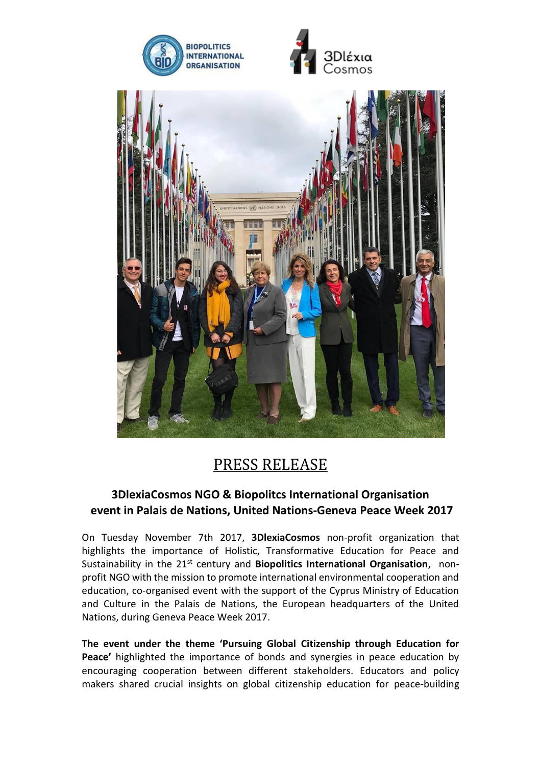# PRESS RELEASE

## 3DlexiaCosmos NGO & Biopolitcs International Organisation event in Palais de Nations, United Nations-Geneva Peace Week 2017

On Tuesday November 7th 2017, **3DlexiaCosmos** non-profit organization that highlights the importance of Holistic, Transformative Education for Peace and Sustainability in the 21st century and **Biopolitics International Organisation**, non-profit NGO with the mission to promote international environmental cooperation and education, co-organised event with the support of the Cyprus Ministry of Education and Culture in the Palais de Nations, the European headquarters of the United Nations, during Geneva Peace Week 2017.

**The event under the theme 'Pursuing Global Citizenship through Education for Peace'** highlighted the importance of bonds and synergies in peace education by encouraging cooperation between different stakeholders. Educators and policy makers shared crucial insights on global citizenship education for peace-building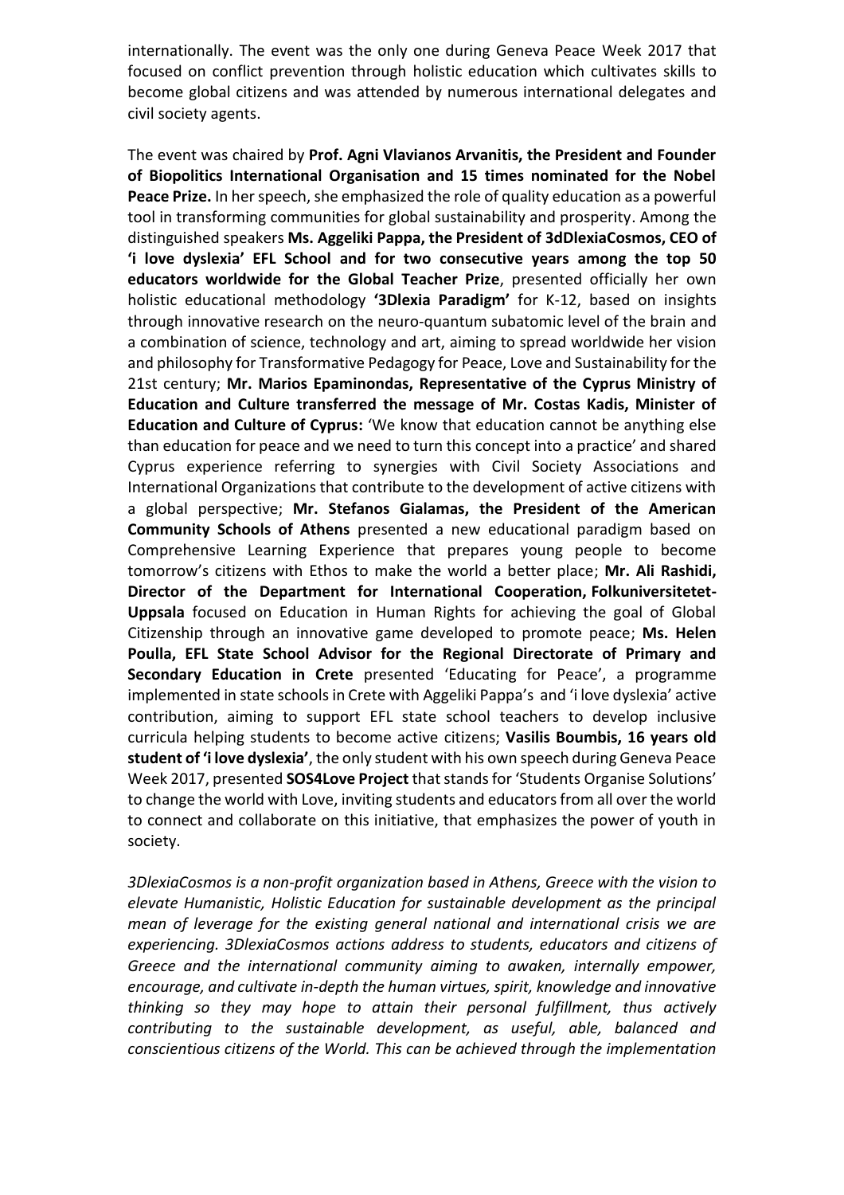internationally. The event was the only one during Geneva Peace Week 2017 that focused on conflict prevention through holistic education which cultivates skills to become global citizens and was attended by numerous international delegates and civil society agents.

The event was chaired by **Prof. Agni Vlavianos Arvanitis, the President and Founder of Biopolitics International Organisation and 15 times nominated for the Nobel Peace Prize.** In her speech, she emphasized the role of quality education as a powerful tool in transforming communities for global sustainability and prosperity. Among the distinguished speakers **Ms. Aggeliki Pappa, the President of 3dDlexiaCosmos, CEO of 'i love dyslexia' EFL School and for two consecutive years among the top 50 educators worldwide for the Global Teacher Prize**, presented officially her own holistic educational methodology **'3Dlexia Paradigm'** for K-12, based on insights through innovative research on the neuro-quantum subatomic level of the brain and a combination of science, technology and art, aiming to spread worldwide her vision and philosophy for Transformative Pedagogy for Peace, Love and Sustainability for the 21st century; **Mr. Marios Epaminondas, Representative of the Cyprus Ministry of Education and Culture transferred the message of Mr. Costas Kadis, Minister of Education and Culture of Cyprus:** 'We know that education cannot be anything else than education for peace and we need to turn this concept into a practice' and shared Cyprus experience referring to synergies with Civil Society Associations and International Organizations that contribute to the development of active citizens with a global perspective; **Mr. Stefanos Gialamas, the President of the American Community Schools of Athens** presented a new educational paradigm based on Comprehensive Learning Experience that prepares young people to become tomorrow's citizens with Ethos to make the world a better place; **Mr. Ali Rashidi, Director of the Department for International Cooperation, Folkuniversitetet-Uppsala** focused on Education in Human Rights for achieving the goal of Global Citizenship through an innovative game developed to promote peace; **Ms. Helen Poulla, EFL State School Advisor for the Regional Directorate of Primary and Secondary Education in Crete** presented 'Educating for Peace', a programme implemented in state schools in Crete with Aggeliki Pappa's and 'i love dyslexia' active contribution, aiming to support EFL state school teachers to develop inclusive curricula helping students to become active citizens; **Vasilis Boumbis, 16 years old student of 'i love dyslexia'**, the only student with his own speech during Geneva Peace Week 2017, presented **SOS4Love Project** that stands for 'Students Organise Solutions' to change the world with Love, inviting students and educators from all over the world to connect and collaborate on this initiative, that emphasizes the power of youth in society.

*3DlexiaCosmos is a non-profit organization based in Athens, Greece with the vision to elevate Humanistic, Holistic Education for sustainable development as the principal mean of leverage for the existing general national and international crisis we are experiencing. 3DlexiaCosmos actions address to students, educators and citizens of Greece and the international community aiming to awaken, internally empower, encourage, and cultivate in-depth the human virtues, spirit, knowledge and innovative thinking so they may hope to attain their personal fulfillment, thus actively contributing to the sustainable development, as useful, able, balanced and conscientious citizens of the World. This can be achieved through the implementation*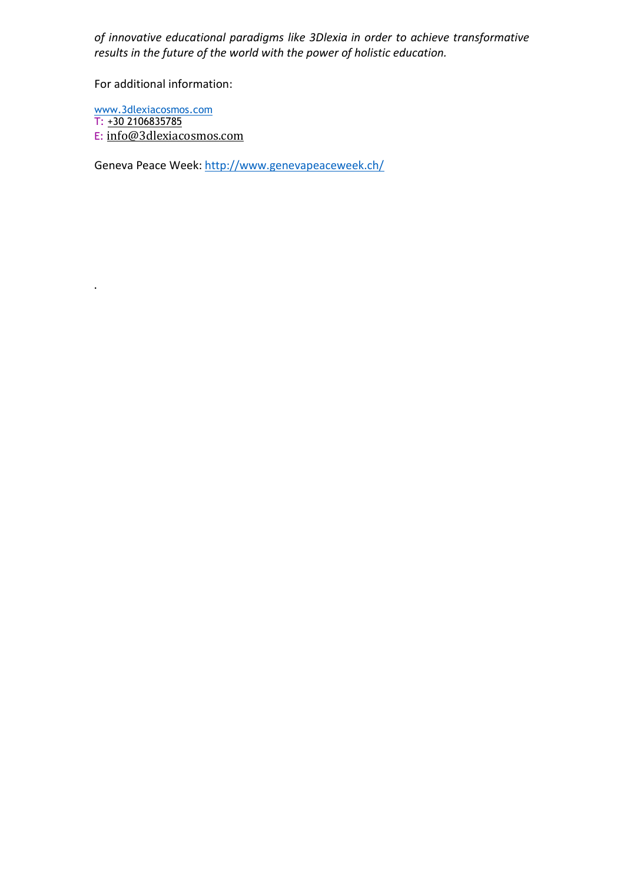*of innovative educational paradigms like 3Dlexia in order to achieve transformative results in the future of the world with the power of holistic education.*

For additional information:

www.3dlexiacosmos.com
T: +30 2106835785
E: info@3dlexiacosmos.com

Geneva Peace Week: http://www.genevapeaceweek.ch/

.